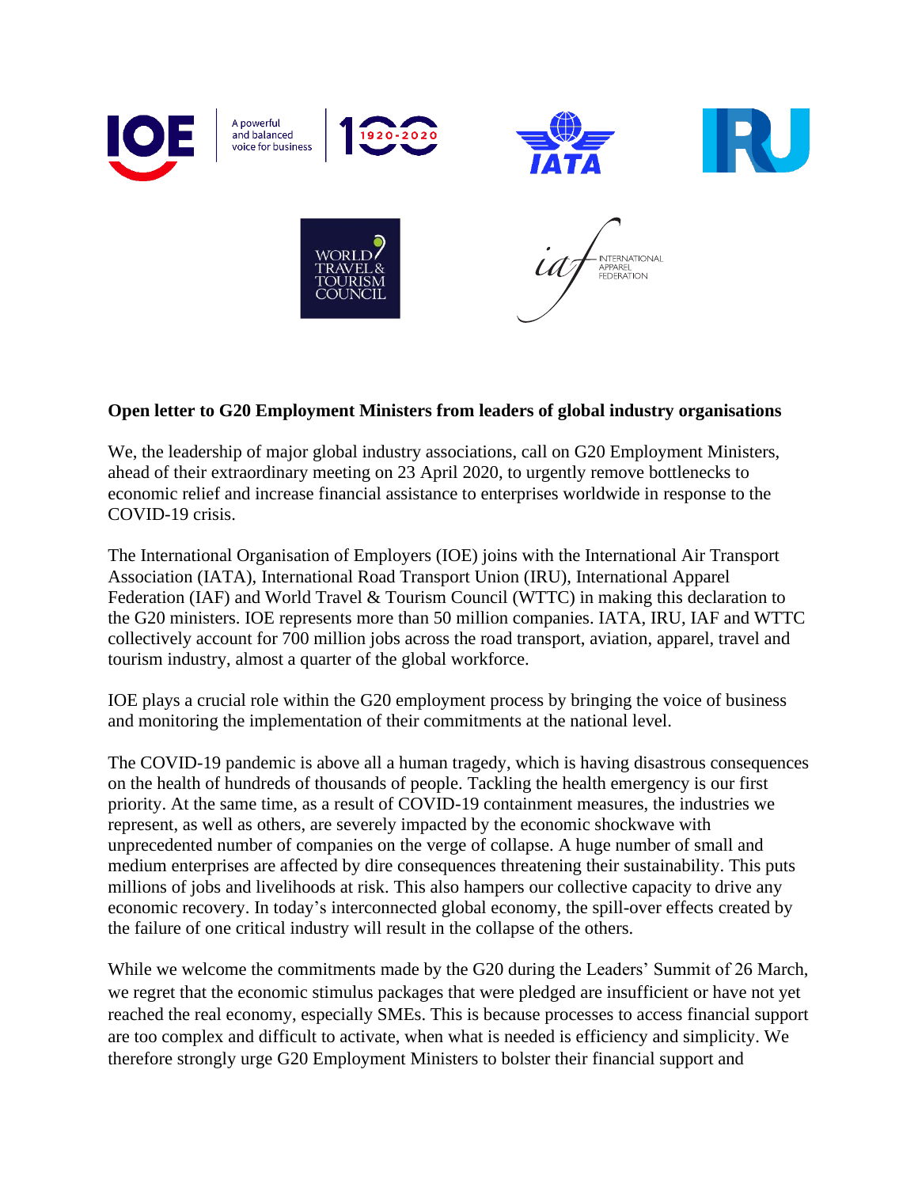**Open letter to G20 Employment Ministers from leaders of global industry organisations**

We, the leadership of major global industry associations, call on G20 Employment Ministers, ahead of their extraordinary meeting on 23 April 2020, to urgently remove bottlenecks to economic relief and increase financial assistance to enterprises worldwide in response to the COVID-19 crisis.

The International Organisation of Employers (IOE) joins with the International Air Transport Association (IATA), International Road Transport Union (IRU), International Apparel Federation (IAF) and World Travel & Tourism Council (WTTC) in making this declaration to the G20 ministers. IOE represents more than 50 million companies. IATA, IRU, IAF and WTTC collectively account for 700 million jobs across the road transport, aviation, apparel, travel and tourism industry, almost a quarter of the global workforce.

IOE plays a crucial role within the G20 employment process by bringing the voice of business and monitoring the implementation of their commitments at the national level.

The COVID-19 pandemic is above all a human tragedy, which is having disastrous consequences on the health of hundreds of thousands of people. Tackling the health emergency is our first priority. At the same time, as a result of COVID-19 containment measures, the industries we represent, as well as others, are severely impacted by the economic shockwave with unprecedented number of companies on the verge of collapse. A huge number of small and medium enterprises are affected by dire consequences threatening their sustainability. This puts millions of jobs and livelihoods at risk. This also hampers our collective capacity to drive any economic recovery. In today's interconnected global economy, the spill-over effects created by the failure of one critical industry will result in the collapse of the others.

While we welcome the commitments made by the G20 during the Leaders' Summit of 26 March, we regret that the economic stimulus packages that were pledged are insufficient or have not yet reached the real economy, especially SMEs. This is because processes to access financial support are too complex and difficult to activate, when what is needed is efficiency and simplicity. We therefore strongly urge G20 Employment Ministers to bolster their financial support and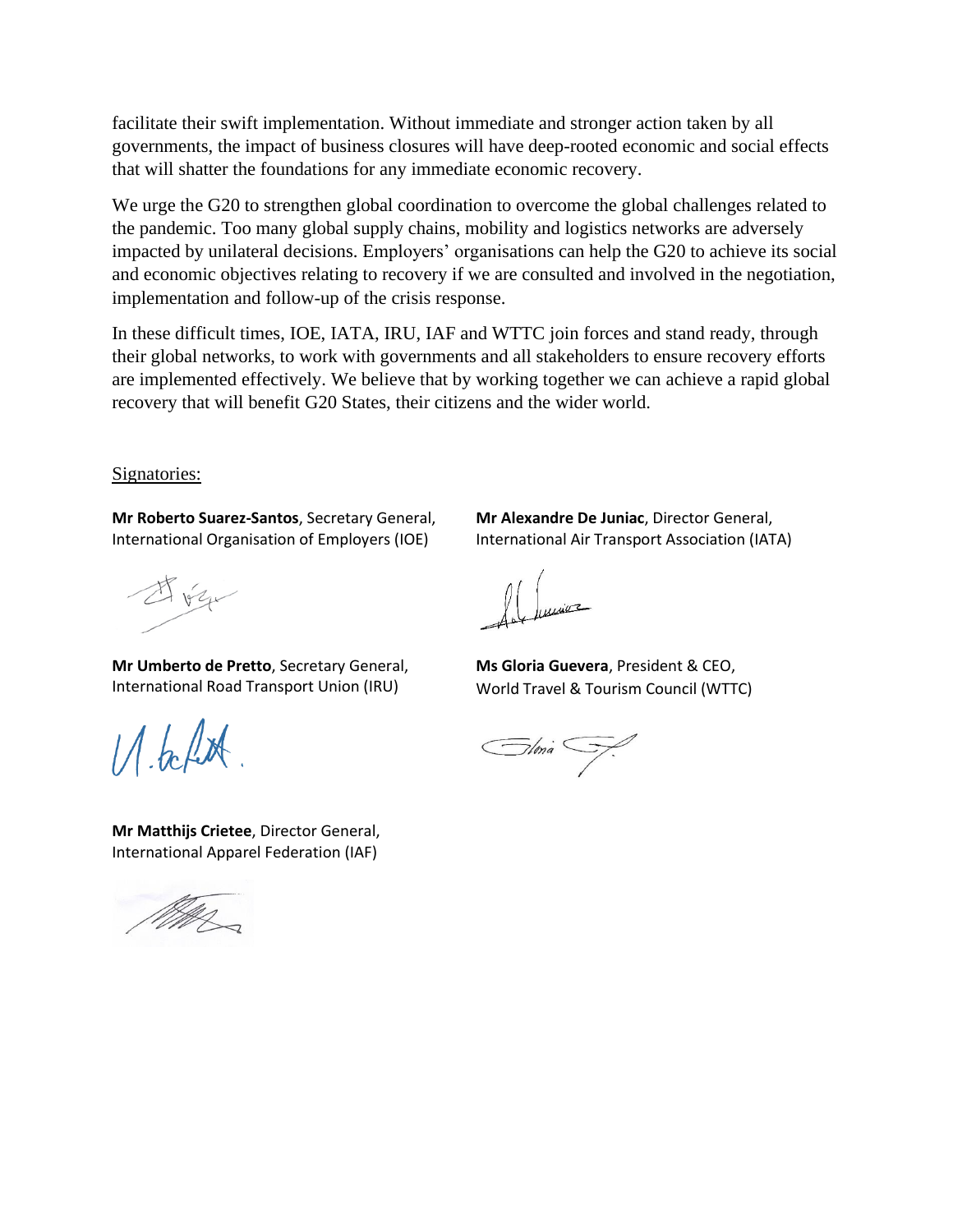facilitate their swift implementation. Without immediate and stronger action taken by all governments, the impact of business closures will have deep-rooted economic and social effects that will shatter the foundations for any immediate economic recovery.

We urge the G20 to strengthen global coordination to overcome the global challenges related to the pandemic. Too many global supply chains, mobility and logistics networks are adversely impacted by unilateral decisions. Employers' organisations can help the G20 to achieve its social and economic objectives relating to recovery if we are consulted and involved in the negotiation, implementation and follow-up of the crisis response.

In these difficult times, IOE, IATA, IRU, IAF and WTTC join forces and stand ready, through their global networks, to work with governments and all stakeholders to ensure recovery efforts are implemented effectively. We believe that by working together we can achieve a rapid global recovery that will benefit G20 States, their citizens and the wider world.

Signatories:

**Mr Roberto Suarez-Santos**, Secretary General, International Organisation of Employers (IOE)

**Mr Alexandre De Juniac**, Director General, International Air Transport Association (IATA)

**Mr Umberto de Pretto**, Secretary General, International Road Transport Union (IRU)

**Ms Gloria Guevera**, President & CEO, World Travel & Tourism Council (WTTC)

**Mr Matthijs Crietee**, Director General, International Apparel Federation (IAF)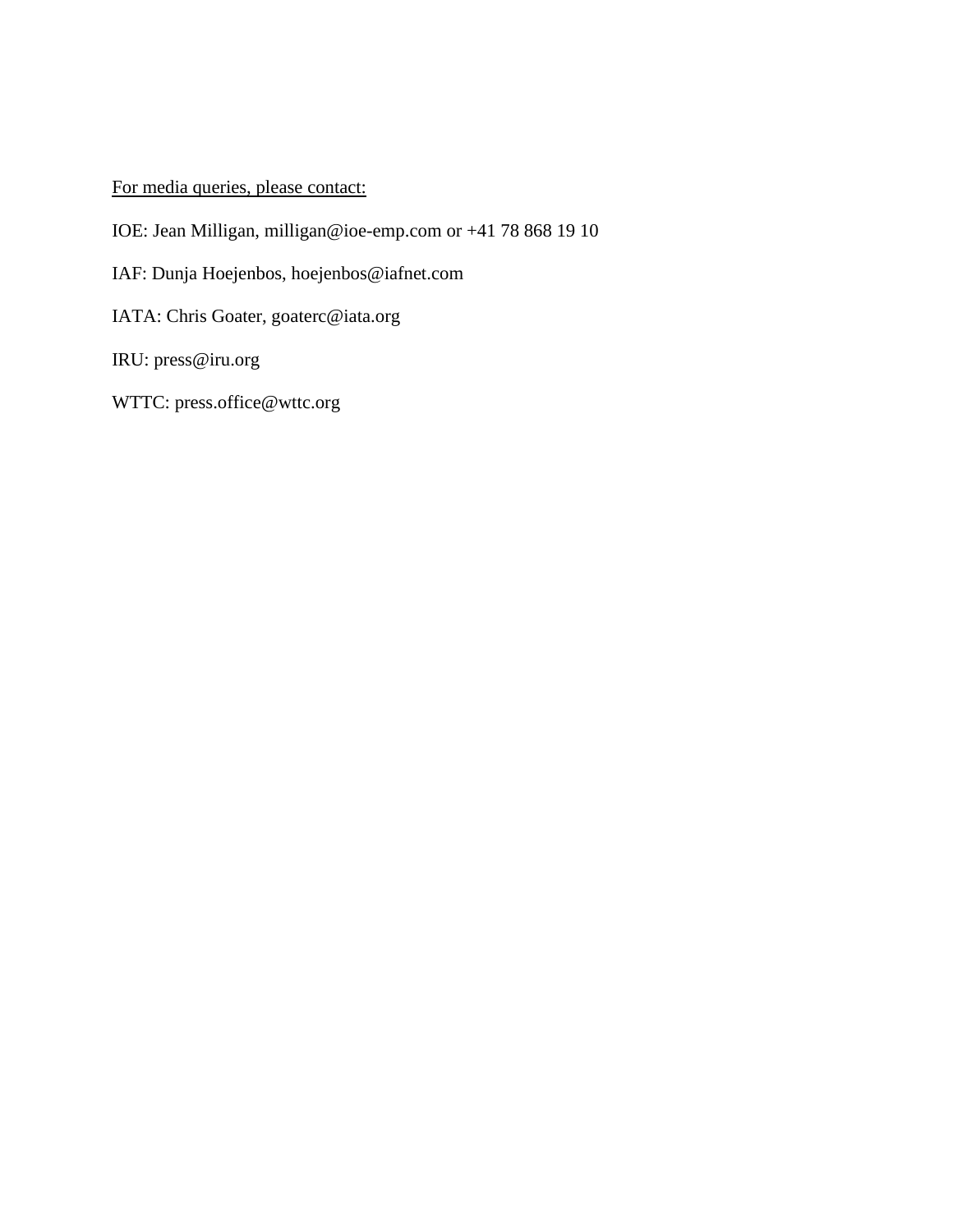<u>For media queries, please contact:</u>

IOE: Jean Milligan, milligan@ioe-emp.com or +41 78 868 19 10

IAF: Dunja Hoejenbos, hoejenbos@iafnet.com

IATA: Chris Goater, goaterc@iata.org

IRU: press@iru.org

WTTC: press.office@wttc.org